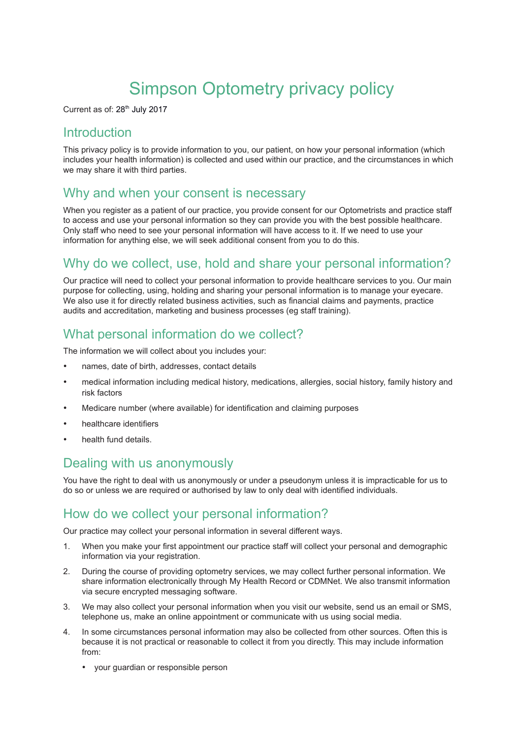# Simpson Optometry privacy policy

Current as of: 28th July 2017

## Introduction

This privacy policy is to provide information to you, our patient, on how your personal information (which includes your health information) is collected and used within our practice, and the circumstances in which we may share it with third parties.

## Why and when your consent is necessary

When you register as a patient of our practice, you provide consent for our Optometrists and practice staff to access and use your personal information so they can provide you with the best possible healthcare. Only staff who need to see your personal information will have access to it. If we need to use your information for anything else, we will seek additional consent from you to do this.

## Why do we collect, use, hold and share your personal information?

Our practice will need to collect your personal information to provide healthcare services to you. Our main purpose for collecting, using, holding and sharing your personal information is to manage your eyecare. We also use it for directly related business activities, such as financial claims and payments, practice audits and accreditation, marketing and business processes (eg staff training).

## What personal information do we collect?

The information we will collect about you includes your:

- names, date of birth, addresses, contact details
- medical information including medical history, medications, allergies, social history, family history and risk factors
- Medicare number (where available) for identification and claiming purposes
- healthcare identifiers
- health fund details.

## Dealing with us anonymously

You have the right to deal with us anonymously or under a pseudonym unless it is impracticable for us to do so or unless we are required or authorised by law to only deal with identified individuals.

## How do we collect your personal information?

Our practice may collect your personal information in several different ways.

1. When you make your first appointment our practice staff will collect your personal and demographic information via your registration.
2. During the course of providing optometry services, we may collect further personal information. We share information electronically through My Health Record or CDMNet. We also transmit information via secure encrypted messaging software.
3. We may also collect your personal information when you visit our website, send us an email or SMS, telephone us, make an online appointment or communicate with us using social media.
4. In some circumstances personal information may also be collected from other sources. Often this is because it is not practical or reasonable to collect it from you directly. This may include information from:
    - your guardian or responsible person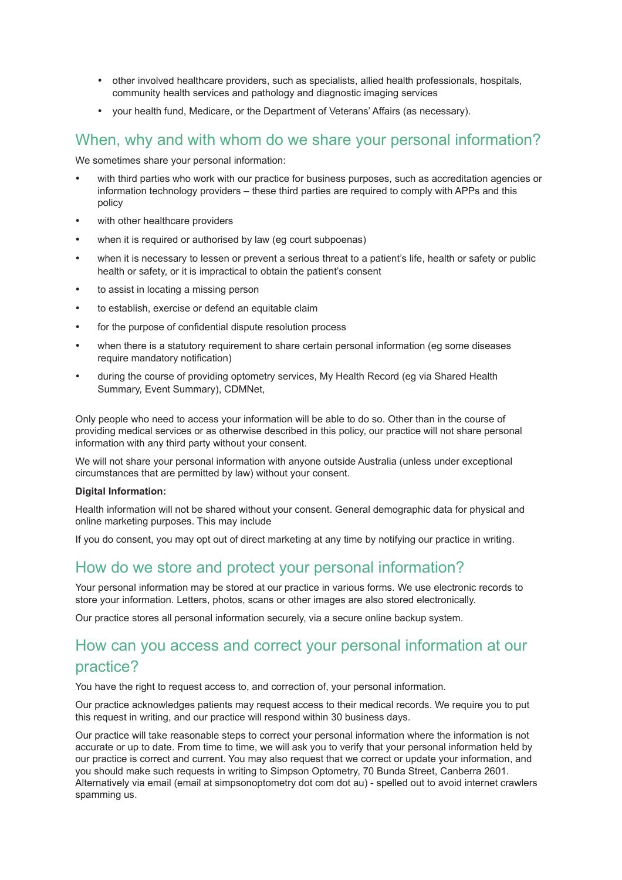- other involved healthcare providers, such as specialists, allied health professionals, hospitals, community health services and pathology and diagnostic imaging services
- your health fund, Medicare, or the Department of Veterans' Affairs (as necessary).

## When, why and with whom do we share your personal information?

We sometimes share your personal information:

- with third parties who work with our practice for business purposes, such as accreditation agencies or information technology providers – these third parties are required to comply with APPs and this policy
- with other healthcare providers
- when it is required or authorised by law (eg court subpoenas)
- when it is necessary to lessen or prevent a serious threat to a patient's life, health or safety or public health or safety, or it is impractical to obtain the patient's consent
- to assist in locating a missing person
- to establish, exercise or defend an equitable claim
- for the purpose of confidential dispute resolution process
- when there is a statutory requirement to share certain personal information (eg some diseases require mandatory notification)
- during the course of providing optometry services, My Health Record (eg via Shared Health Summary, Event Summary), CDMNet,

Only people who need to access your information will be able to do so. Other than in the course of providing medical services or as otherwise described in this policy, our practice will not share personal information with any third party without your consent.

We will not share your personal information with anyone outside Australia (unless under exceptional circumstances that are permitted by law) without your consent.

**Digital Information:**

Health information will not be shared without your consent. General demographic data for physical and online marketing purposes. This may include

If you do consent, you may opt out of direct marketing at any time by notifying our practice in writing.

## How do we store and protect your personal information?

Your personal information may be stored at our practice in various forms. We use electronic records to store your information. Letters, photos, scans or other images are also stored electronically.

Our practice stores all personal information securely, via a secure online backup system.

## How can you access and correct your personal information at our practice?

You have the right to request access to, and correction of, your personal information.

Our practice acknowledges patients may request access to their medical records. We require you to put this request in writing, and our practice will respond within 30 business days.

Our practice will take reasonable steps to correct your personal information where the information is not accurate or up to date. From time to time, we will ask you to verify that your personal information held by our practice is correct and current. You may also request that we correct or update your information, and you should make such requests in writing to Simpson Optometry, 70 Bunda Street, Canberra 2601. Alternatively via email (email at simpsonoptometry dot com dot au) - spelled out to avoid internet crawlers spamming us.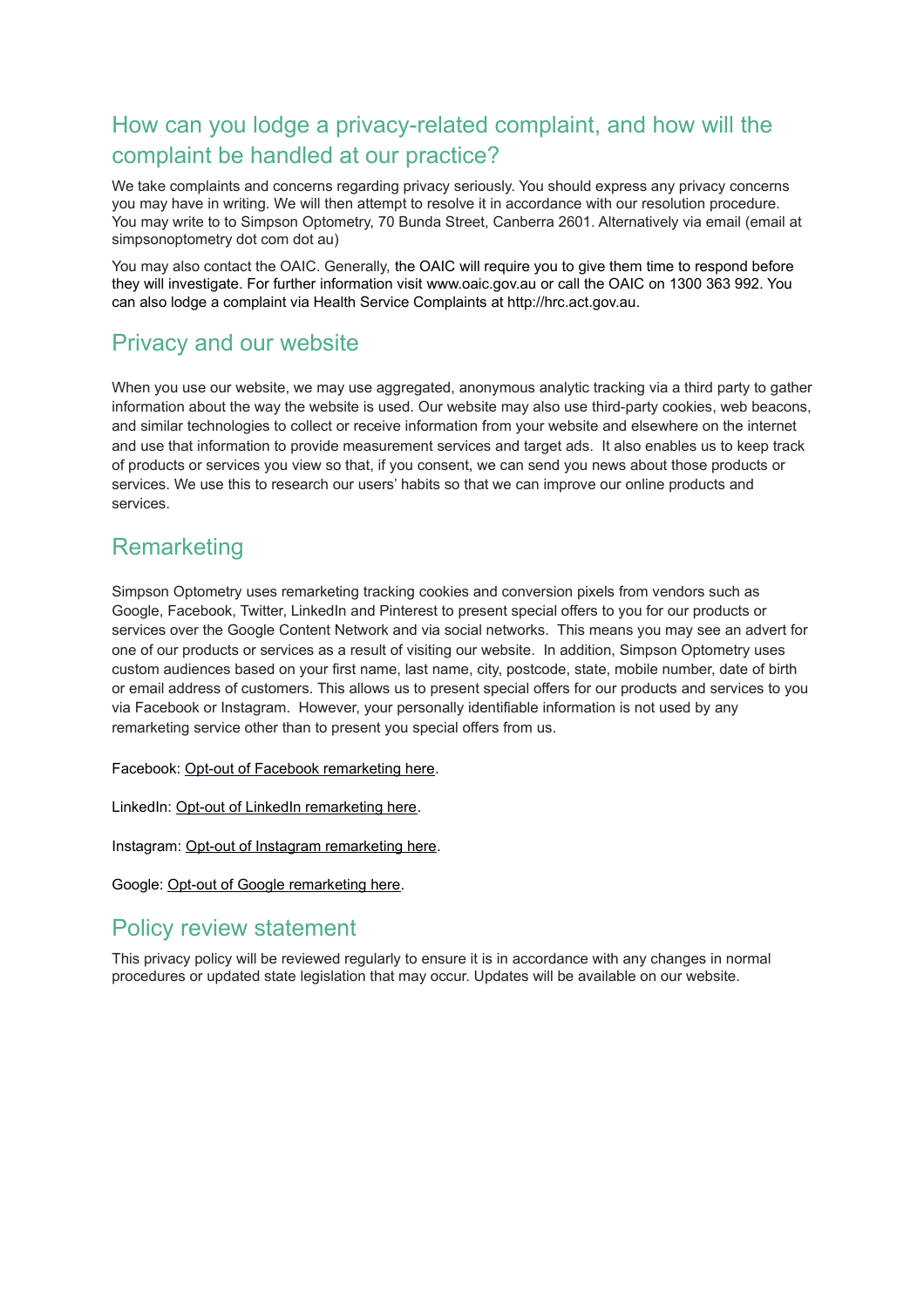## How can you lodge a privacy-related complaint, and how will the complaint be handled at our practice?

We take complaints and concerns regarding privacy seriously. You should express any privacy concerns you may have in writing. We will then attempt to resolve it in accordance with our resolution procedure. You may write to to Simpson Optometry, 70 Bunda Street, Canberra 2601. Alternatively via email (email at simpsonoptometry dot com dot au)

You may also contact the OAIC. Generally, the OAIC will require you to give them time to respond before they will investigate. For further information visit www.oaic.gov.au or call the OAIC on 1300 363 992. You can also lodge a complaint via Health Service Complaints at http://hrc.act.gov.au.

## Privacy and our website

When you use our website, we may use aggregated, anonymous analytic tracking via a third party to gather information about the way the website is used. Our website may also use third-party cookies, web beacons, and similar technologies to collect or receive information from your website and elsewhere on the internet and use that information to provide measurement services and target ads. It also enables us to keep track of products or services you view so that, if you consent, we can send you news about those products or services. We use this to research our users' habits so that we can improve our online products and services.

## Remarketing

Simpson Optometry uses remarketing tracking cookies and conversion pixels from vendors such as Google, Facebook, Twitter, LinkedIn and Pinterest to present special offers to you for our products or services over the Google Content Network and via social networks. This means you may see an advert for one of our products or services as a result of visiting our website. In addition, Simpson Optometry uses custom audiences based on your first name, last name, city, postcode, state, mobile number, date of birth or email address of customers. This allows us to present special offers for our products and services to you via Facebook or Instagram. However, your personally identifiable information is not used by any remarketing service other than to present you special offers from us.

Facebook: Opt-out of Facebook remarketing here.

LinkedIn: Opt-out of LinkedIn remarketing here.

Instagram: Opt-out of Instagram remarketing here.

Google: Opt-out of Google remarketing here.

## Policy review statement

This privacy policy will be reviewed regularly to ensure it is in accordance with any changes in normal procedures or updated state legislation that may occur. Updates will be available on our website.